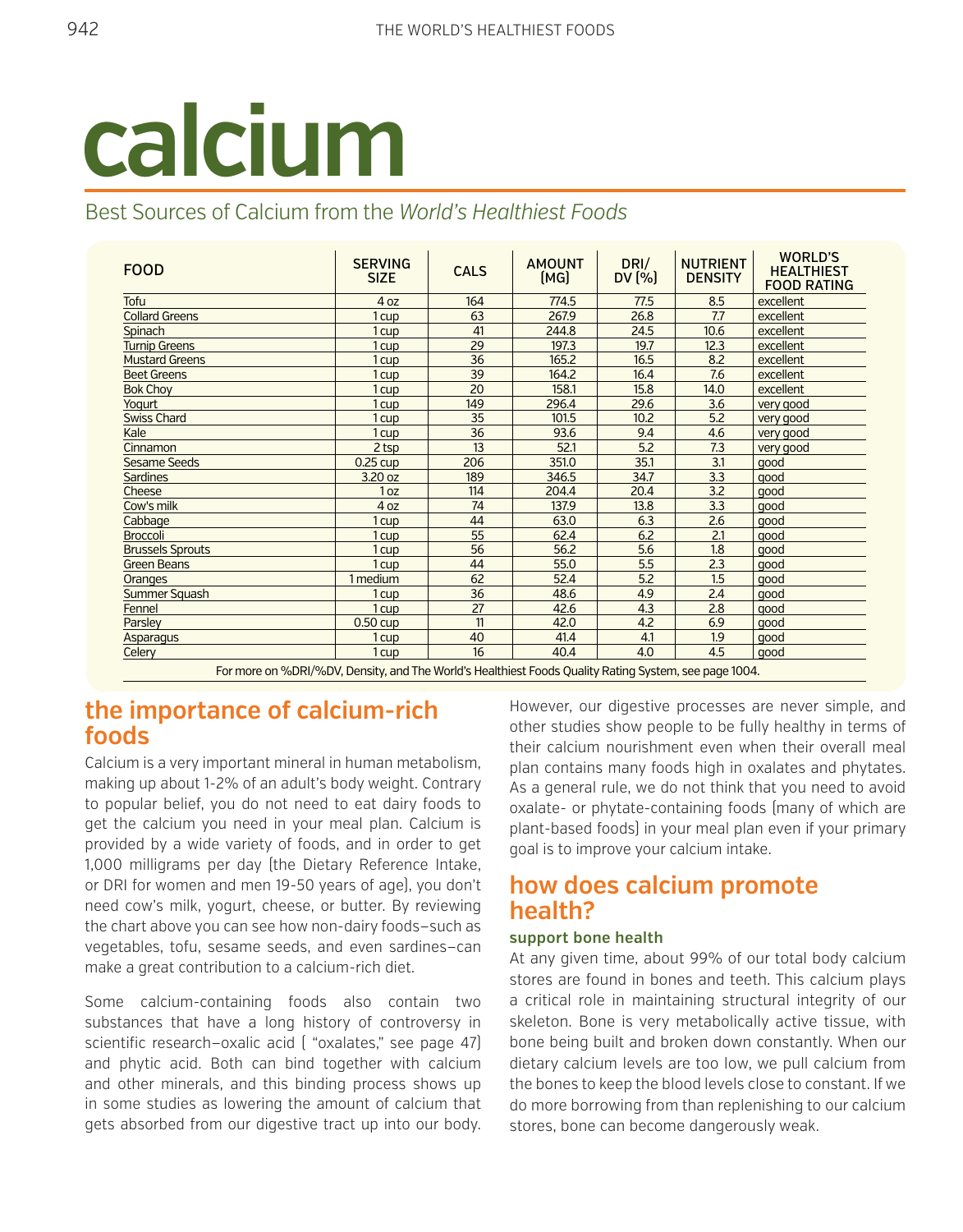# calcium

## Best Sources of Calcium from the *World's Healthiest Foods*

| FOOD | SERVING SIZE | CALS | AMOUNT (MG) | DRI/ DV (%) | NUTRIENT DENSITY | WORLD'S HEALTHIEST FOOD RATING |
|---|---|---|---|---|---|---|
| Tofu | 4 oz | 164 | 774.5 | 77.5 | 8.5 | excellent |
| Collard Greens | 1 cup | 63 | 267.9 | 26.8 | 7.7 | excellent |
| Spinach | 1 cup | 41 | 244.8 | 24.5 | 10.6 | excellent |
| Turnip Greens | 1 cup | 29 | 197.3 | 19.7 | 12.3 | excellent |
| Mustard Greens | 1 cup | 36 | 165.2 | 16.5 | 8.2 | excellent |
| Beet Greens | 1 cup | 39 | 164.2 | 16.4 | 7.6 | excellent |
| Bok Choy | 1 cup | 20 | 158.1 | 15.8 | 14.0 | excellent |
| Yogurt | 1 cup | 149 | 296.4 | 29.6 | 3.6 | very good |
| Swiss Chard | 1 cup | 35 | 101.5 | 10.2 | 5.2 | very good |
| Kale | 1 cup | 36 | 93.6 | 9.4 | 4.6 | very good |
| Cinnamon | 2 tsp | 13 | 52.1 | 5.2 | 7.3 | very good |
| Sesame Seeds | 0.25 cup | 206 | 351.0 | 35.1 | 3.1 | good |
| Sardines | 3.20 oz | 189 | 346.5 | 34.7 | 3.3 | good |
| Cheese | 1 oz | 114 | 204.4 | 20.4 | 3.2 | good |
| Cow's milk | 4 oz | 74 | 137.9 | 13.8 | 3.3 | good |
| Cabbage | 1 cup | 44 | 63.0 | 6.3 | 2.6 | good |
| Broccoli | 1 cup | 55 | 62.4 | 6.2 | 2.1 | good |
| Brussels Sprouts | 1 cup | 56 | 56.2 | 5.6 | 1.8 | good |
| Green Beans | 1 cup | 44 | 55.0 | 5.5 | 2.3 | good |
| Oranges | 1 medium | 62 | 52.4 | 5.2 | 1.5 | good |
| Summer Squash | 1 cup | 36 | 48.6 | 4.9 | 2.4 | good |
| Fennel | 1 cup | 27 | 42.6 | 4.3 | 2.8 | good |
| Parsley | 0.50 cup | 11 | 42.0 | 4.2 | 6.9 | good |
| Asparagus | 1 cup | 40 | 41.4 | 4.1 | 1.9 | good |
| Celery | 1 cup | 16 | 40.4 | 4.0 | 4.5 | good |

For more on %DRI/%DV, Density, and The World's Healthiest Foods Quality Rating System, see page 1004.

## the importance of calcium-rich foods

Calcium is a very important mineral in human metabolism, making up about 1-2% of an adult's body weight. Contrary to popular belief, you do not need to eat dairy foods to get the calcium you need in your meal plan. Calcium is provided by a wide variety of foods, and in order to get 1,000 milligrams per day (the Dietary Reference Intake, or DRI for women and men 19-50 years of age), you don't need cow's milk, yogurt, cheese, or butter. By reviewing the chart above you can see how non-dairy foods—such as vegetables, tofu, sesame seeds, and even sardines—can make a great contribution to a calcium-rich diet.

Some calcium-containing foods also contain two substances that have a long history of controversy in scientific research—oxalic acid ( "oxalates," see page 47) and phytic acid. Both can bind together with calcium and other minerals, and this binding process shows up in some studies as lowering the amount of calcium that gets absorbed from our digestive tract up into our body. However, our digestive processes are never simple, and other studies show people to be fully healthy in terms of their calcium nourishment even when their overall meal plan contains many foods high in oxalates and phytates. As a general rule, we do not think that you need to avoid oxalate- or phytate-containing foods (many of which are plant-based foods) in your meal plan even if your primary goal is to improve your calcium intake.

## how does calcium promote health?

### support bone health

At any given time, about 99% of our total body calcium stores are found in bones and teeth. This calcium plays a critical role in maintaining structural integrity of our skeleton. Bone is very metabolically active tissue, with bone being built and broken down constantly. When our dietary calcium levels are too low, we pull calcium from the bones to keep the blood levels close to constant. If we do more borrowing from than replenishing to our calcium stores, bone can become dangerously weak.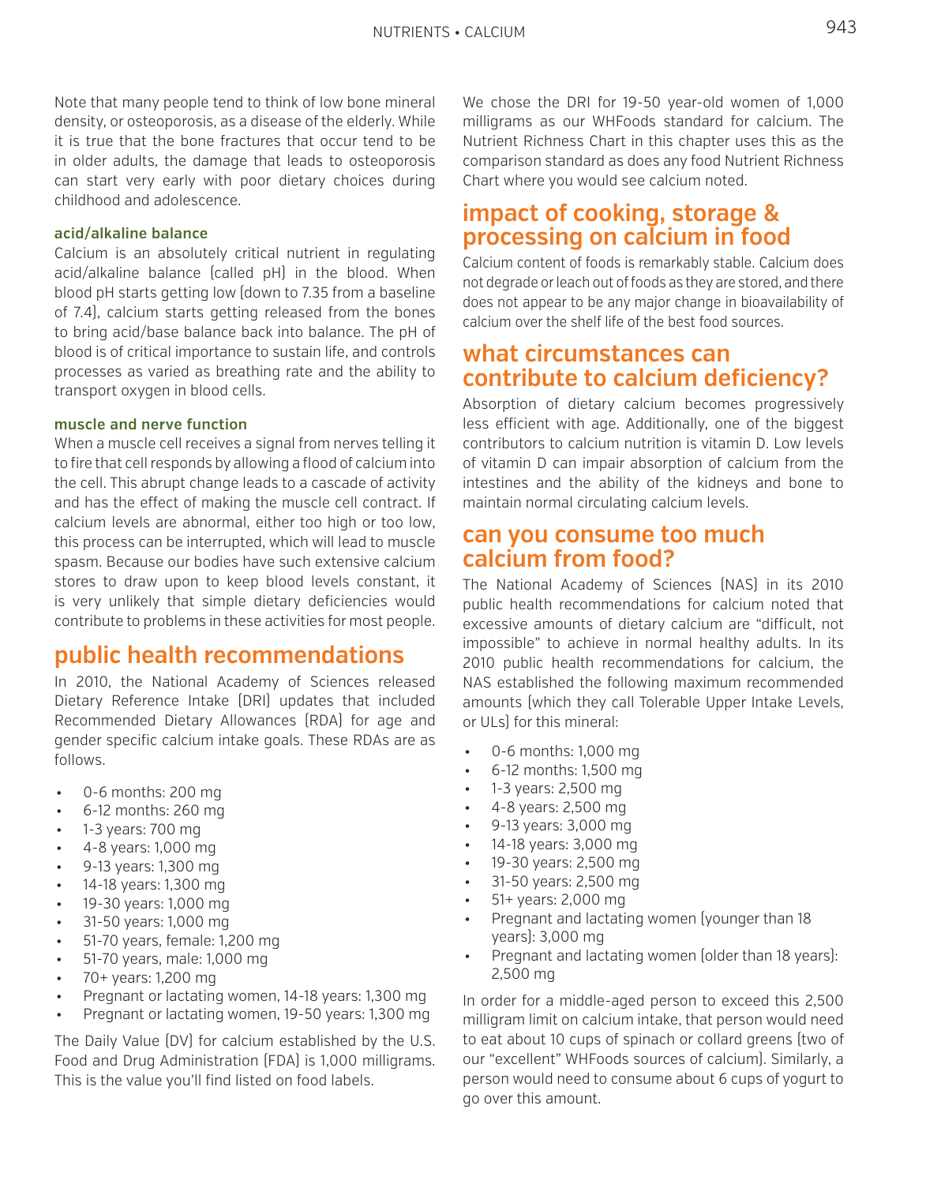Note that many people tend to think of low bone mineral density, or osteoporosis, as a disease of the elderly. While it is true that the bone fractures that occur tend to be in older adults, the damage that leads to osteoporosis can start very early with poor dietary choices during childhood and adolescence.

### acid/alkaline balance

Calcium is an absolutely critical nutrient in regulating acid/alkaline balance (called pH) in the blood. When blood pH starts getting low (down to 7.35 from a baseline of 7.4), calcium starts getting released from the bones to bring acid/base balance back into balance. The pH of blood is of critical importance to sustain life, and controls processes as varied as breathing rate and the ability to transport oxygen in blood cells.

### muscle and nerve function

When a muscle cell receives a signal from nerves telling it to fire that cell responds by allowing a flood of calcium into the cell. This abrupt change leads to a cascade of activity and has the effect of making the muscle cell contract. If calcium levels are abnormal, either too high or too low, this process can be interrupted, which will lead to muscle spasm. Because our bodies have such extensive calcium stores to draw upon to keep blood levels constant, it is very unlikely that simple dietary deficiencies would contribute to problems in these activities for most people.

## public health recommendations

In 2010, the National Academy of Sciences released Dietary Reference Intake (DRI) updates that included Recommended Dietary Allowances (RDA) for age and gender specific calcium intake goals. These RDAs are as follows.

- 0-6 months: 200 mg
- 6-12 months: 260 mg
- 1-3 years: 700 mg
- 4-8 years: 1,000 mg
- 9-13 years: 1,300 mg
- 14-18 years: 1,300 mg
- 19-30 years: 1,000 mg
- 31-50 years: 1,000 mg
- 51-70 years, female: 1,200 mg
- 51-70 years, male: 1,000 mg
- 70+ years: 1,200 mg
- Pregnant or lactating women, 14-18 years: 1,300 mg
- Pregnant or lactating women, 19-50 years: 1,300 mg

The Daily Value (DV) for calcium established by the U.S. Food and Drug Administration (FDA) is 1,000 milligrams. This is the value you'll find listed on food labels.

We chose the DRI for 19-50 year-old women of 1,000 milligrams as our WHFoods standard for calcium. The Nutrient Richness Chart in this chapter uses this as the comparison standard as does any food Nutrient Richness Chart where you would see calcium noted.

## impact of cooking, storage & processing on calcium in food

Calcium content of foods is remarkably stable. Calcium does not degrade or leach out of foods as they are stored, and there does not appear to be any major change in bioavailability of calcium over the shelf life of the best food sources.

## what circumstances can contribute to calcium deficiency?

Absorption of dietary calcium becomes progressively less efficient with age. Additionally, one of the biggest contributors to calcium nutrition is vitamin D. Low levels of vitamin D can impair absorption of calcium from the intestines and the ability of the kidneys and bone to maintain normal circulating calcium levels.

## can you consume too much calcium from food?

The National Academy of Sciences (NAS) in its 2010 public health recommendations for calcium noted that excessive amounts of dietary calcium are "difficult, not impossible" to achieve in normal healthy adults. In its 2010 public health recommendations for calcium, the NAS established the following maximum recommended amounts (which they call Tolerable Upper Intake Levels, or ULs) for this mineral:

- 0-6 months: 1,000 mg
- 6-12 months: 1,500 mg
- 1-3 years: 2,500 mg
- 4-8 years: 2,500 mg
- 9-13 years: 3,000 mg
- 14-18 years: 3,000 mg
- 19-30 years: 2,500 mg
- 31-50 years: 2,500 mg
- 51+ years: 2,000 mg
- Pregnant and lactating women (younger than 18 years): 3,000 mg
- Pregnant and lactating women (older than 18 years): 2,500 mg

In order for a middle-aged person to exceed this 2,500 milligram limit on calcium intake, that person would need to eat about 10 cups of spinach or collard greens (two of our "excellent" WHFoods sources of calcium). Similarly, a person would need to consume about 6 cups of yogurt to go over this amount.